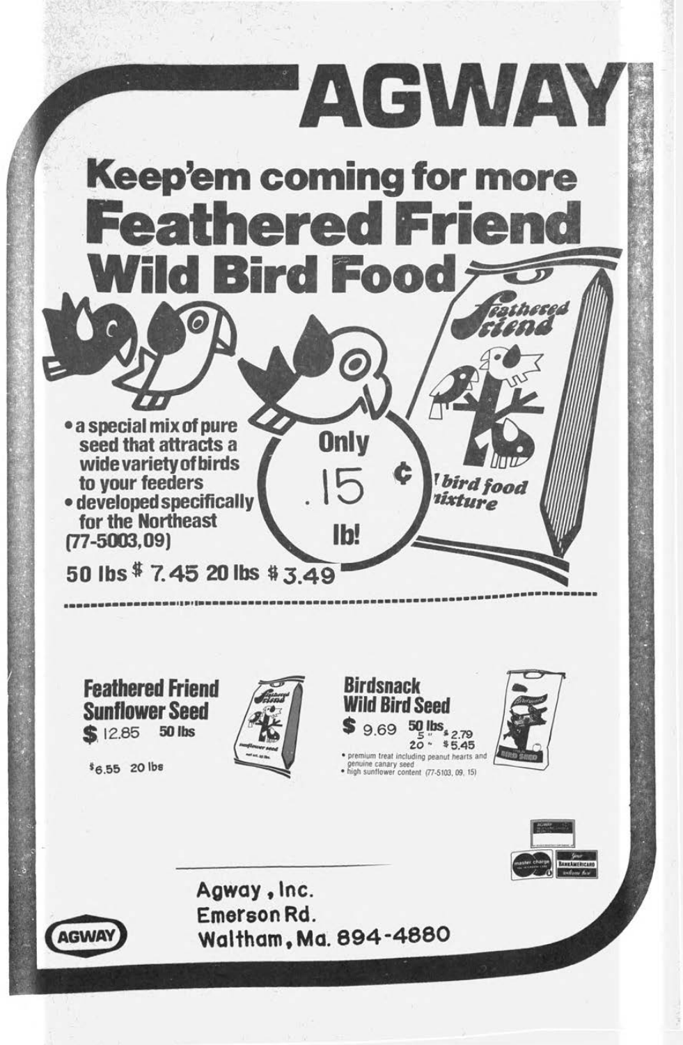# AGWAY

## Keep'em coming for more

# Feathered Friend Wild Bird Food

- a special mix of pure seed that attracts a wide variety of birds to your feeders
- developed specifically for the Northeast

(77-5003,09)

Only .15 ¢ lb!

50 lbs $ 7.45 20 lbs $ 3.49

---

### Feathered Friend Sunflower Seed

$ 12.85 50 lbs

$6.55 20 lbs

### Birdsnack Wild Bird Seed

$ 9.69 50 lbs

5 " $ 2.79

20 " $ 5.45

- premium treat including peanut hearts and genuine canary seed
- high sunflower content (77-5103, 09, 15)

Agway, Inc.
Emerson Rd.
Waltham, Ma. 894-4880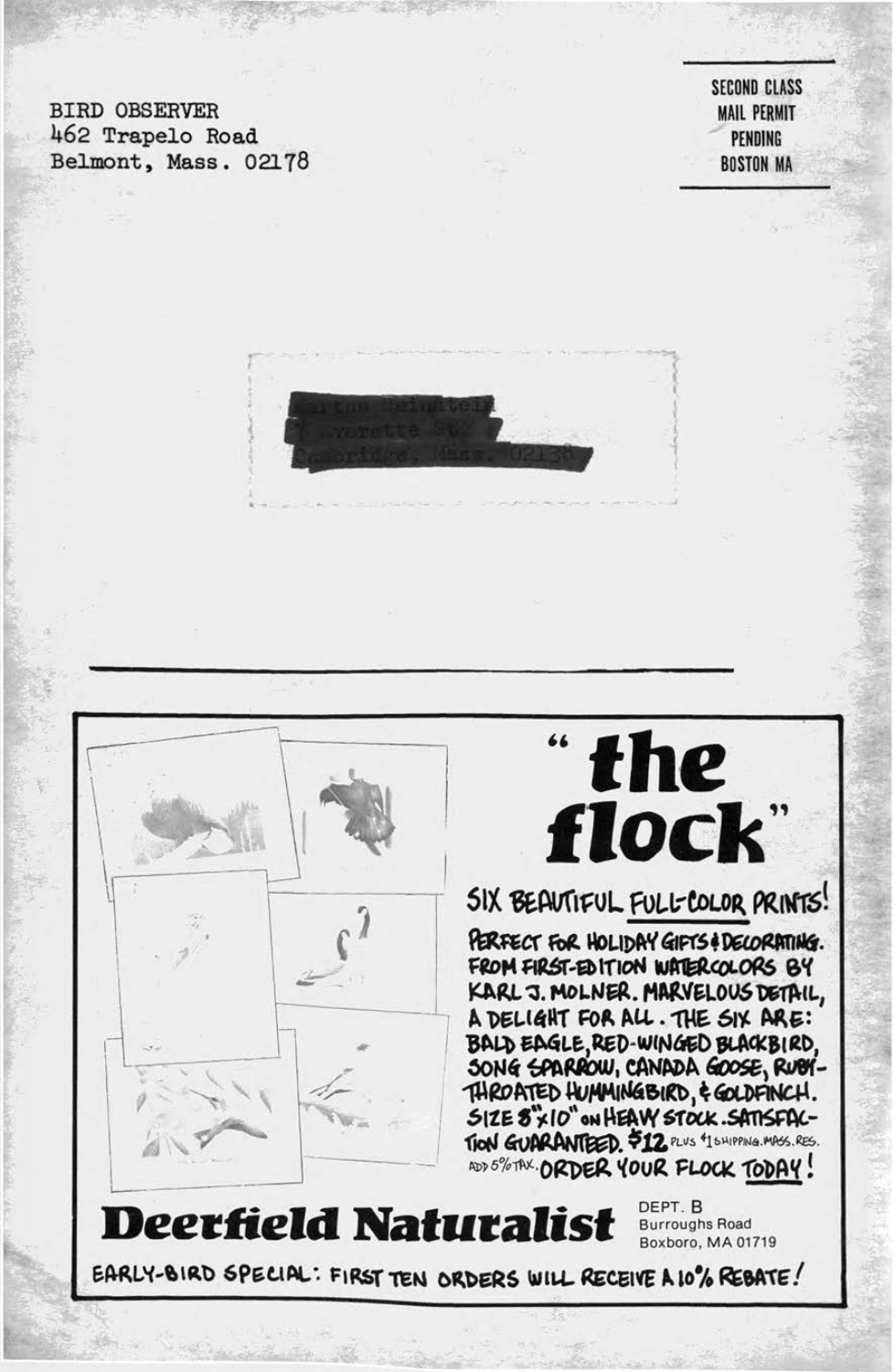BIRD OBSERVER
462 Trapelo Road
Belmont, Mass. 02178

SECOND CLASS
MAIL PERMIT
PENDING
BOSTON MA

# "the flock"

SIX BEAUTIFUL FULL-COLOR PRINTS!

PERFECT FOR HOLIDAY GIFTS & DECORATING. FROM FIRST-EDITION WATERCOLORS BY KARL J. MOLNER. MARVELOUS DETAIL, A DELIGHT FOR ALL. THE SIX ARE: BALD EAGLE, RED-WINGED BLACKBIRD, SONG SPARROW, CANADA GOOSE, RUBY-THROATED HUMMINGBIRD, & GOLDFINCH. SIZE 8"x10" ON HEAVY STOCK. SATISFACTION GUARANTEED. $12 PLUS $1 SHIPPING. MASS. RES. ADD 5% TAX. ORDER YOUR FLOCK TODAY!

**Deerfield Naturalist**

DEPT. B
Burroughs Road
Boxboro, MA 01719

EARLY-BIRD SPECIAL: FIRST TEN ORDERS WILL RECEIVE A 10% REBATE!